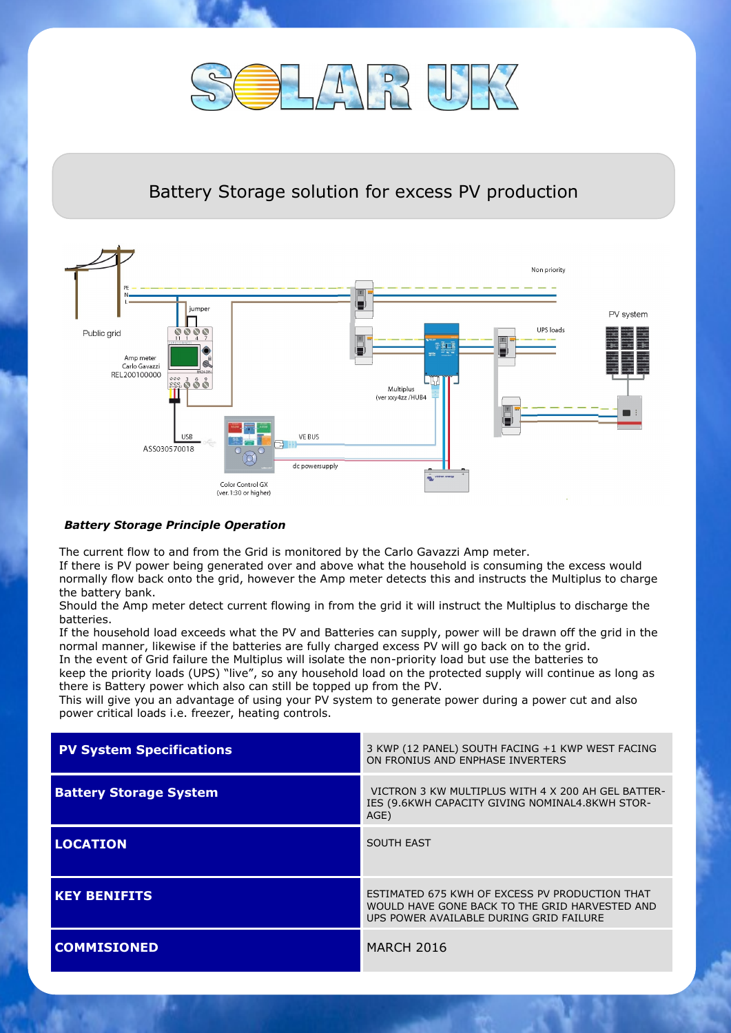# SOLAR UK

## Battery Storage solution for excess PV production

***Battery Storage Principle Operation***

The current flow to and from the Grid is monitored by the Carlo Gavazzi Amp meter.
If there is PV power being generated over and above what the household is consuming the excess would normally flow back onto the grid, however the Amp meter detects this and instructs the Multiplus to charge the battery bank.
Should the Amp meter detect current flowing in from the grid it will instruct the Multiplus to discharge the batteries.
If the household load exceeds what the PV and Batteries can supply, power will be drawn off the grid in the normal manner, likewise if the batteries are fully charged excess PV will go back on to the grid.
In the event of Grid failure the Multiplus will isolate the non-priority load but use the batteries to keep the priority loads (UPS) "live", so any household load on the protected supply will continue as long as there is Battery power which also can still be topped up from the PV.
This will give you an advantage of using your PV system to generate power during a power cut and also power critical loads i.e. freezer, heating controls.

| | |
|---|---|
| **PV System Specifications** | 3 KWP (12 PANEL) SOUTH FACING +1 KWP WEST FACING ON FRONIUS AND ENPHASE INVERTERS |
| **Battery Storage System** | VICTRON 3 KW MULTIPLUS WITH 4 X 200 AH GEL BATTERIES (9.6KWH CAPACITY GIVING NOMINAL4.8KWH STORAGE) |
| **LOCATION** | SOUTH EAST |
| **KEY BENIFITS** | ESTIMATED 675 KWH OF EXCESS PV PRODUCTION THAT WOULD HAVE GONE BACK TO THE GRID HARVESTED AND UPS POWER AVAILABLE DURING GRID FAILURE |
| **COMMISIONED** | MARCH 2016 |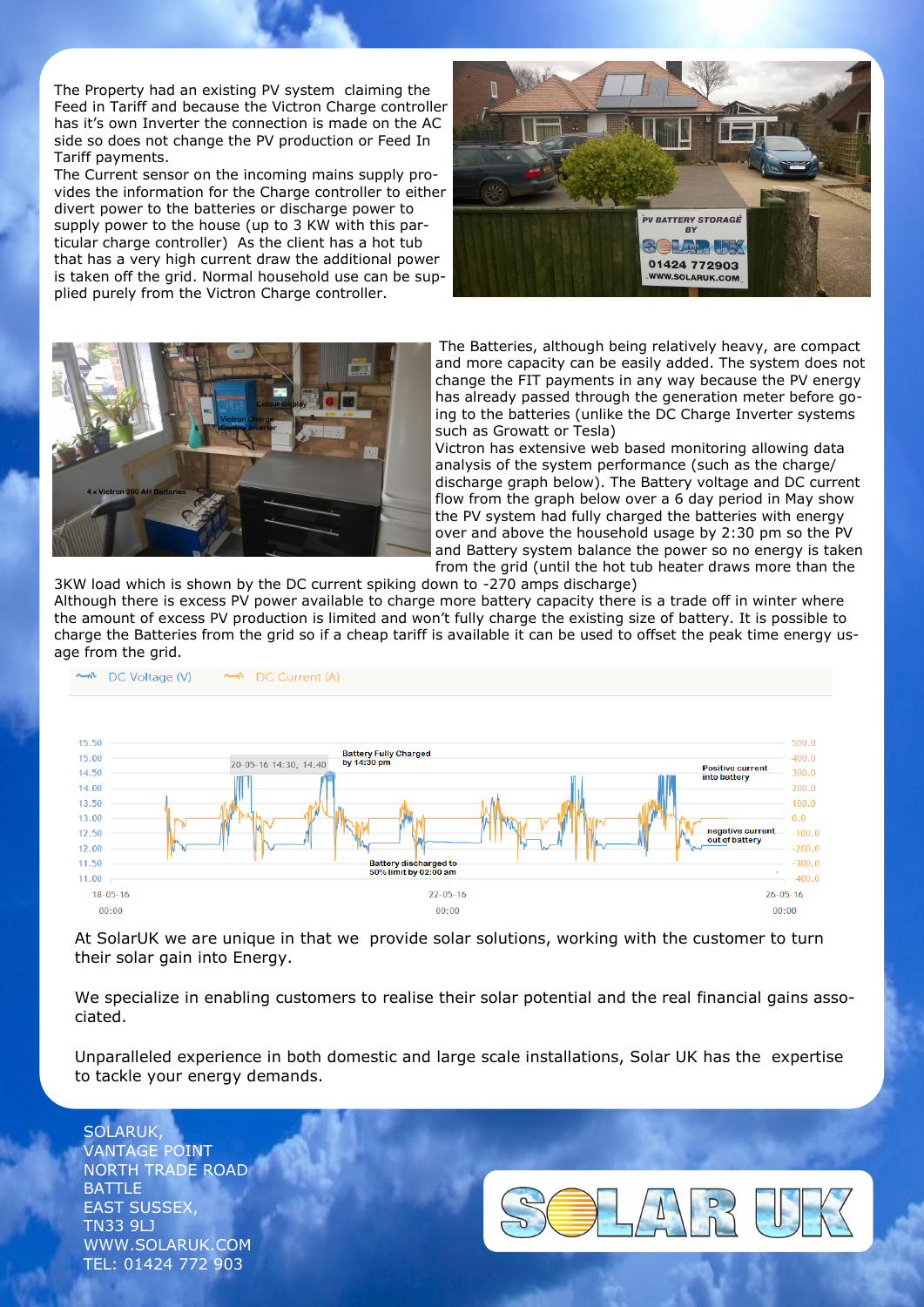The Property had an existing PV system claiming the Feed in Tariff and because the Victron Charge controller has it's own Inverter the connection is made on the AC side so does not change the PV production or Feed In Tariff payments.
The Current sensor on the incoming mains supply provides the information for the Charge controller to either divert power to the batteries or discharge power to supply power to the house (up to 3 KW with this particular charge controller) As the client has a hot tub that has a very high current draw the additional power is taken off the grid. Normal household use can be supplied purely from the Victron Charge controller.

PV BATTERY STORAGE BY SOLAR UK 01424 772903 WWW.SOLARUK.COM

Colour display
Victron Charge Control Inverter
4 x Victron 200 AH Batteries

The Batteries, although being relatively heavy, are compact and more capacity can be easily added. The system does not change the FIT payments in any way because the PV energy has already passed through the generation meter before going to the batteries (unlike the DC Charge Inverter systems such as Growatt or Tesla)
Victron has extensive web based monitoring allowing data analysis of the system performance (such as the charge/discharge graph below). The Battery voltage and DC current flow from the graph below over a 6 day period in May show the PV system had fully charged the batteries with energy over and above the household usage by 2:30 pm so the PV and Battery system balance the power so no energy is taken from the grid (until the hot tub heater draws more than the 3KW load which is shown by the DC current spiking down to -270 amps discharge)
Although there is excess PV power available to charge more battery capacity there is a trade off in winter where the amount of excess PV production is limited and won't fully charge the existing size of battery. It is possible to charge the Batteries from the grid so if a cheap tariff is available it can be used to offset the peak time energy usage from the grid.

DC Voltage (V)
DC Current (A)
15.50
15.00
14.50
14.00
13.50
13.00
12.50
12.00
11.50
11.00
500.0
400.0
300.0
200.0
100.0
0.0
-100.0
-200.0
-300.0
-400.0
20-05-16 14:30, 14.40
Battery Fully Charged by 14:30 pm
Positive current into battery
negative current out of battery
Battery discharged to 50% limit by 02:00 am
18-05-16 00:00
22-05-16 00:00
26-05-16 00:00

At SolarUK we are unique in that we provide solar solutions, working with the customer to turn their solar gain into Energy.

We specialize in enabling customers to realise their solar potential and the real financial gains associated.

Unparalleled experience in both domestic and large scale installations, Solar UK has the expertise to tackle your energy demands.

SOLARUK,
VANTAGE POINT
NORTH TRADE ROAD
BATTLE
EAST SUSSEX,
TN33 9LJ
WWW.SOLARUK.COM
TEL: 01424 772 903

SOLAR UK